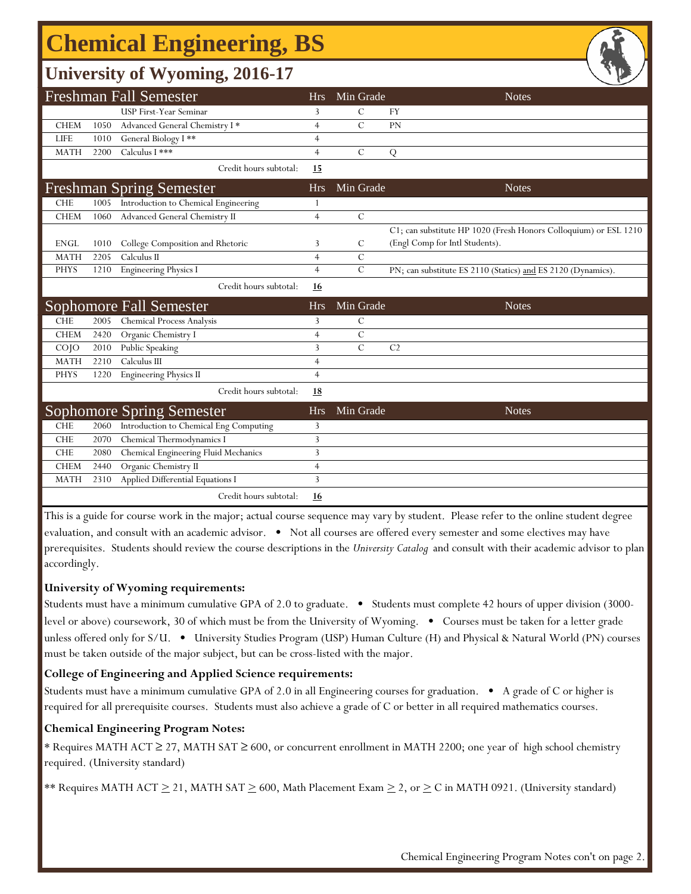# Chemical Engineering, BS

## University of Wyoming, 2016-17

### Freshman Fall Semester

| | | | Hrs | Min Grade | Notes |
|---|---|---|---|---|---|
| | | USP First-Year Seminar | 3 | C | FY |
| CHEM | 1050 | Advanced General Chemistry I * | 4 | C | PN |
| LIFE | 1010 | General Biology I ** | 4 | | |
| MATH | 2200 | Calculus I *** | 4 | C | Q |
| | | Credit hours subtotal: | **15** | | |

### Freshman Spring Semester

| | | | Hrs | Min Grade | Notes |
|---|---|---|---|---|---|
| CHE | 1005 | Introduction to Chemical Engineering | 1 | | |
| CHEM | 1060 | Advanced General Chemistry II | 4 | C | |
| ENGL | 1010 | College Composition and Rhetoric | 3 | C | C1; can substitute HP 1020 (Fresh Honors Colloquium) or ESL 1210 (Engl Comp for Intl Students). |
| MATH | 2205 | Calculus II | 4 | C | |
| PHYS | 1210 | Engineering Physics I | 4 | C | PN; can substitute ES 2110 (Statics) and ES 2120 (Dynamics). |
| | | Credit hours subtotal: | **16** | | |

### Sophomore Fall Semester

| | | | Hrs | Min Grade | Notes |
|---|---|---|---|---|---|
| CHE | 2005 | Chemical Process Analysis | 3 | C | |
| CHEM | 2420 | Organic Chemistry I | 4 | C | |
| COJO | 2010 | Public Speaking | 3 | C | C2 |
| MATH | 2210 | Calculus III | 4 | | |
| PHYS | 1220 | Engineering Physics II | 4 | | |
| | | Credit hours subtotal: | **18** | | |

### Sophomore Spring Semester

| | | | Hrs | Min Grade | Notes |
|---|---|---|---|---|---|
| CHE | 2060 | Introduction to Chemical Eng Computing | 3 | | |
| CHE | 2070 | Chemical Thermodynamics I | 3 | | |
| CHE | 2080 | Chemical Engineering Fluid Mechanics | 3 | | |
| CHEM | 2440 | Organic Chemistry II | 4 | | |
| MATH | 2310 | Applied Differential Equations I | 3 | | |
| | | Credit hours subtotal: | **16** | | |

This is a guide for course work in the major; actual course sequence may vary by student. Please refer to the online student degree evaluation, and consult with an academic advisor. • Not all courses are offered every semester and some electives may have prerequisites. Students should review the course descriptions in the *University Catalog* and consult with their academic advisor to plan accordingly.

**University of Wyoming requirements:**

Students must have a minimum cumulative GPA of 2.0 to graduate. • Students must complete 42 hours of upper division (3000-level or above) coursework, 30 of which must be from the University of Wyoming. • Courses must be taken for a letter grade unless offered only for S/U. • University Studies Program (USP) Human Culture (H) and Physical & Natural World (PN) courses must be taken outside of the major subject, but can be cross-listed with the major.

**College of Engineering and Applied Science requirements:**

Students must have a minimum cumulative GPA of 2.0 in all Engineering courses for graduation. • A grade of C or higher is required for all prerequisite courses. Students must also achieve a grade of C or better in all required mathematics courses.

**Chemical Engineering Program Notes:**

* Requires MATH ACT ≥ 27, MATH SAT ≥ 600, or concurrent enrollment in MATH 2200; one year of high school chemistry required. (University standard)

** Requires MATH ACT ≥ 21, MATH SAT ≥ 600, Math Placement Exam ≥ 2, or ≥ C in MATH 0921. (University standard)

Chemical Engineering Program Notes con't on page 2.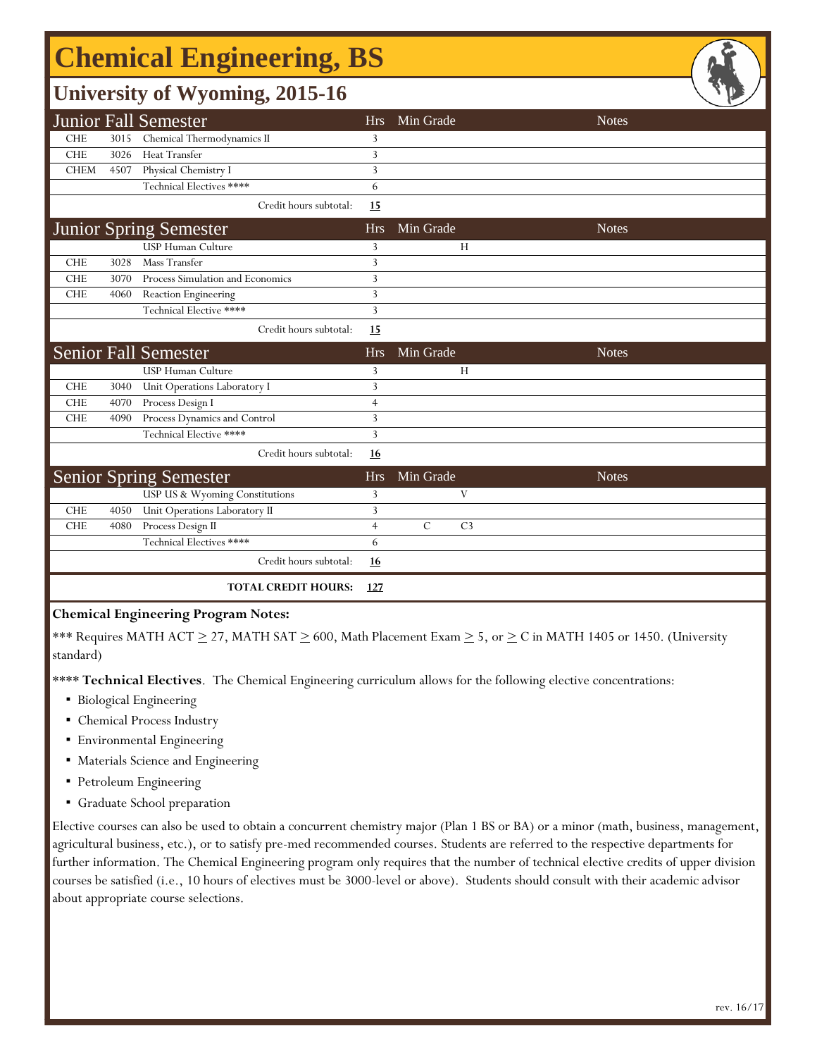# Chemical Engineering, BS

## University of Wyoming, 2015-16

| Junior Fall Semester | | | Hrs | Min Grade | | Notes |
|---|---|---|---|---|---|---|
| CHE | 3015 | Chemical Thermodynamics II | 3 | | | |
| CHE | 3026 | Heat Transfer | 3 | | | |
| CHEM | 4507 | Physical Chemistry I | 3 | | | |
| | | Technical Electives **** | 6 | | | |
| | | Credit hours subtotal: | **15** | | | |

| Junior Spring Semester | | | Hrs | Min Grade | | Notes |
|---|---|---|---|---|---|---|
| | | USP Human Culture | 3 | | H | |
| CHE | 3028 | Mass Transfer | 3 | | | |
| CHE | 3070 | Process Simulation and Economics | 3 | | | |
| CHE | 4060 | Reaction Engineering | 3 | | | |
| | | Technical Elective **** | 3 | | | |
| | | Credit hours subtotal: | **15** | | | |

| Senior Fall Semester | | | Hrs | Min Grade | | Notes |
|---|---|---|---|---|---|---|
| | | USP Human Culture | 3 | | H | |
| CHE | 3040 | Unit Operations Laboratory I | 3 | | | |
| CHE | 4070 | Process Design I | 4 | | | |
| CHE | 4090 | Process Dynamics and Control | 3 | | | |
| | | Technical Elective **** | 3 | | | |
| | | Credit hours subtotal: | **16** | | | |

| Senior Spring Semester | | | Hrs | Min Grade | | Notes |
|---|---|---|---|---|---|---|
| | | USP US & Wyoming Constitutions | 3 | | V | |
| CHE | 4050 | Unit Operations Laboratory II | 3 | | | |
| CHE | 4080 | Process Design II | 4 | C | C3 | |
| | | Technical Electives **** | 6 | | | |
| | | Credit hours subtotal: | **16** | | | |
| | | **TOTAL CREDIT HOURS:** | **127** | | | |

**Chemical Engineering Program Notes:**

*** Requires MATH ACT $\geq$ 27, MATH SAT $\geq$ 600, Math Placement Exam $\geq$ 5, or $\geq$ C in MATH 1405 or 1450. (University standard)

**** **Technical Electives**. The Chemical Engineering curriculum allows for the following elective concentrations:

- Biological Engineering
- Chemical Process Industry
- Environmental Engineering
- Materials Science and Engineering
- Petroleum Engineering
- Graduate School preparation

Elective courses can also be used to obtain a concurrent chemistry major (Plan 1 BS or BA) or a minor (math, business, management, agricultural business, etc.), or to satisfy pre-med recommended courses. Students are referred to the respective departments for further information. The Chemical Engineering program only requires that the number of technical elective credits of upper division courses be satisfied (i.e., 10 hours of electives must be 3000-level or above). Students should consult with their academic advisor about appropriate course selections.

rev. 16/17